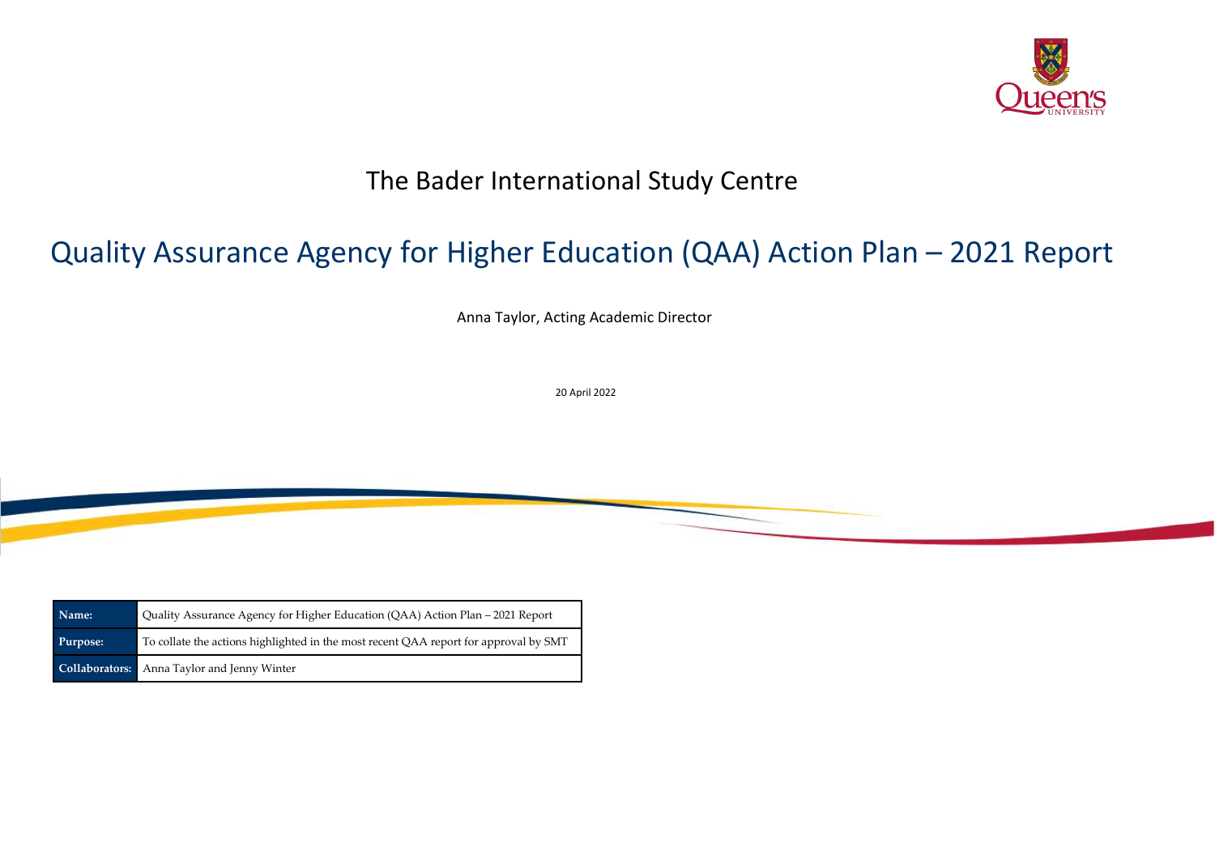# The Bader International Study Centre

## Quality Assurance Agency for Higher Education (QAA) Action Plan – 2021 Report

Anna Taylor, Acting Academic Director

20 April 2022

| | |
|---|---|
| **Name:** | Quality Assurance Agency for Higher Education (QAA) Action Plan – 2021 Report |
| **Purpose:** | To collate the actions highlighted in the most recent QAA report for approval by SMT |
| **Collaborators:** | Anna Taylor and Jenny Winter |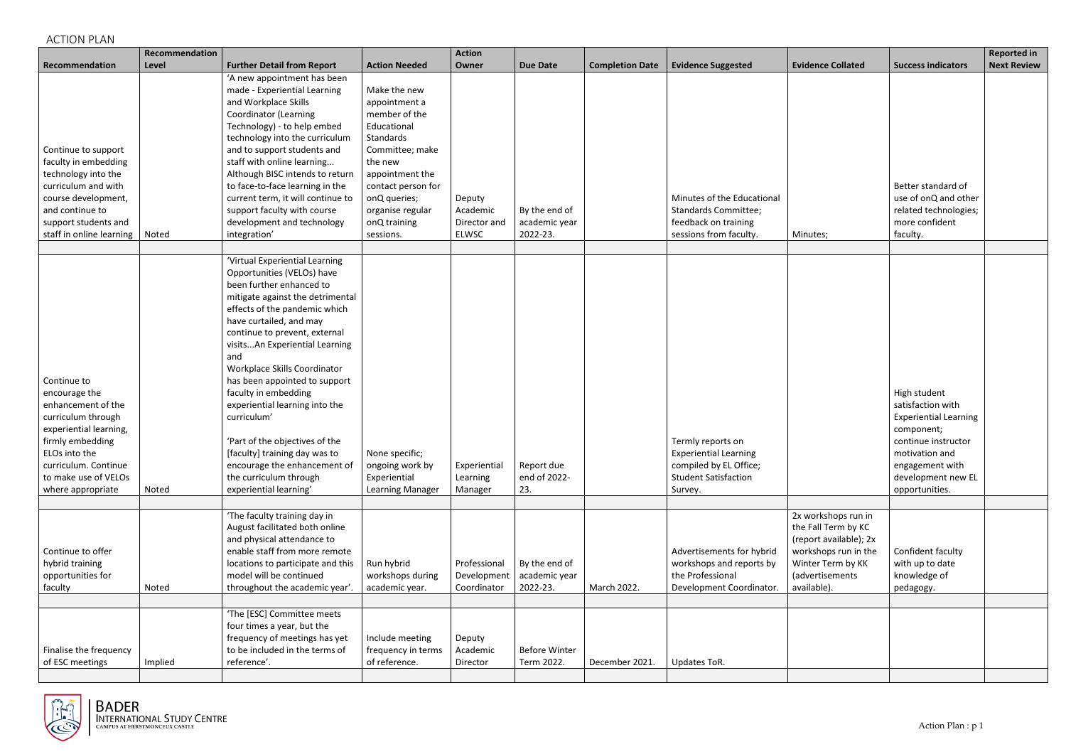ACTION PLAN

| Recommendation | Recommendation Level | Further Detail from Report | Action Needed | Action Owner | Due Date | Completion Date | Evidence Suggested | Evidence Collated | Success indicators | Reported in Next Review |
|---|---|---|---|---|---|---|---|---|---|---|
| Continue to support faculty in embedding technology into the curriculum and with course development, and continue to support students and staff in online learning | Noted | 'A new appointment has been made - Experiential Learning and Workplace Skills Coordinator (Learning Technology) - to help embed technology into the curriculum and to support students and staff with online learning... Although BISC intends to return to face-to-face learning in the current term, it will continue to support faculty with course development and technology integration' | Make the new appointment a member of the Educational Standards Committee; make the new appointment the contact person for onQ queries; organise regular onQ training sessions. | Deputy Academic Director and ELWSC | By the end of academic year 2022-23. | | Minutes of the Educational Standards Committee; feedback on training sessions from faculty. | Minutes; | Better standard of use of onQ and other related technologies; more confident faculty. | |
| | | | | | | | | | | |
| Continue to encourage the enhancement of the curriculum through experiential learning, firmly embedding ELOs into the curriculum. Continue to make use of VELOs where appropriate | Noted | 'Virtual Experiential Learning Opportunities (VELOs) have been further enhanced to mitigate against the detrimental effects of the pandemic which have curtailed, and may continue to prevent, external visits...An Experiential Learning and Workplace Skills Coordinator has been appointed to support faculty in embedding experiential learning into the curriculum' 'Part of the objectives of the [faculty] training day was to encourage the enhancement of the curriculum through experiential learning' | None specific; ongoing work by Experiential Learning Manager | Experiential Learning Manager | Report due end of 2022-23. | | Termly reports on Experiential Learning compiled by EL Office; Student Satisfaction Survey. | | High student satisfaction with Experiential Learning component; continue instructor motivation and engagement with development new EL opportunities. | |
| | | | | | | | | | | |
| Continue to offer hybrid training opportunities for faculty | Noted | 'The faculty training day in August facilitated both online and physical attendance to enable staff from more remote locations to participate and this model will be continued throughout the academic year'. | Run hybrid workshops during academic year. | Professional Development Coordinator | By the end of academic year 2022-23. | March 2022. | Advertisements for hybrid workshops and reports by the Professional Development Coordinator. | 2x workshops run in the Fall Term by KC (report available); 2x workshops run in the Winter Term by KK (advertisements available). | Confident faculty with up to date knowledge of pedagogy. | |
| | | | | | | | | | | |
| Finalise the frequency of ESC meetings | Implied | 'The [ESC] Committee meets four times a year, but the frequency of meetings has yet to be included in the terms of reference'. | Include meeting frequency in terms of reference. | Deputy Academic Director | Before Winter Term 2022. | December 2021. | Updates ToR. | | | |
| | | | | | | | | | | |

BADER INTERNATIONAL STUDY CENTRE
CAMPUS AT HERSTMONCEUX CASTLE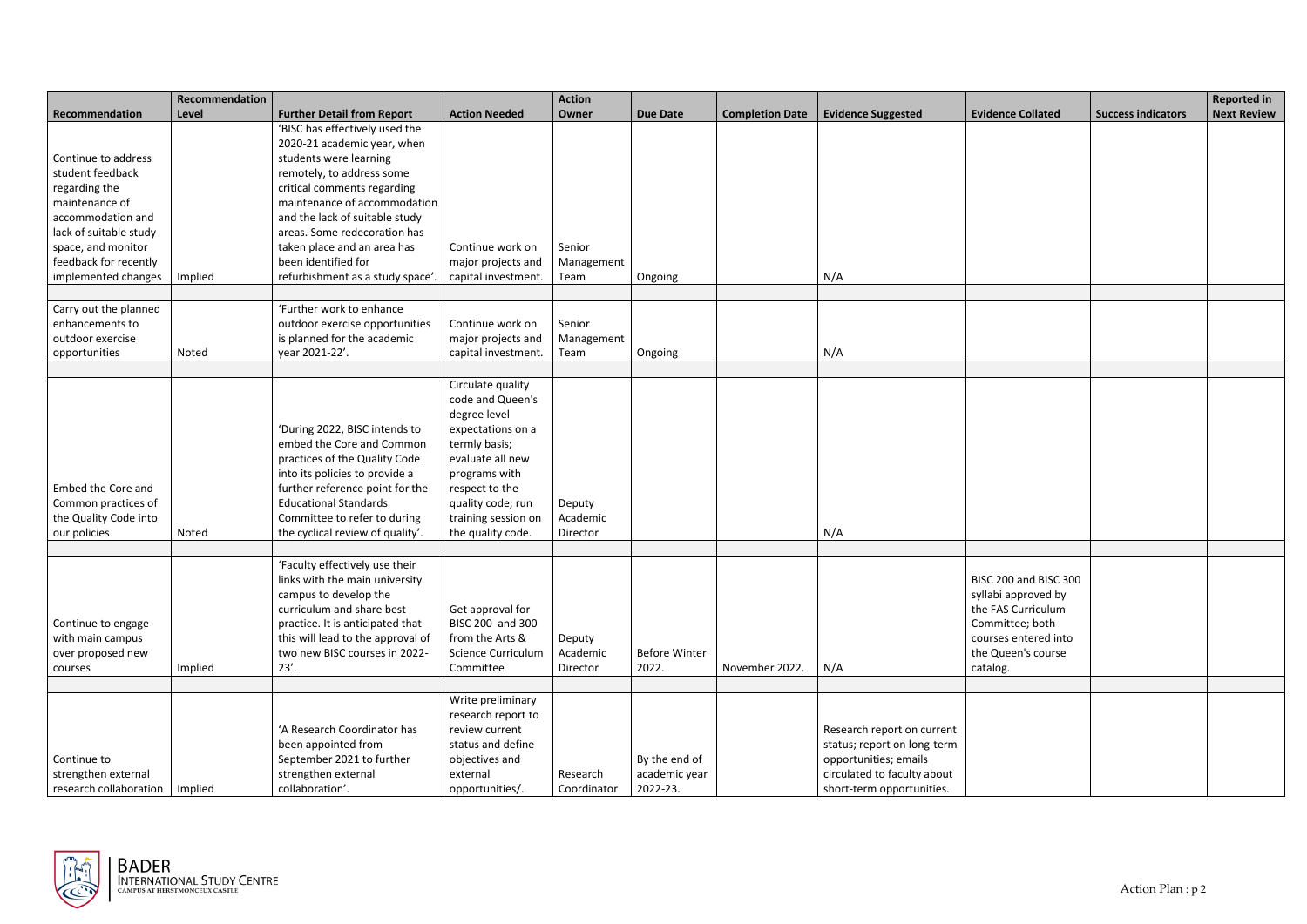| Recommendation | Recommendation Level | Further Detail from Report | Action Needed | Action Owner | Due Date | Completion Date | Evidence Suggested | Evidence Collated | Success indicators | Reported in Next Review |
|---|---|---|---|---|---|---|---|---|---|---|
| Continue to address student feedback regarding the maintenance of accommodation and lack of suitable study space, and monitor feedback for recently implemented changes | Implied | 'BISC has effectively used the 2020-21 academic year, when students were learning remotely, to address some critical comments regarding maintenance of accommodation and the lack of suitable study areas. Some redecoration has taken place and an area has been identified for refurbishment as a study space'. | Continue work on major projects and capital investment. | Senior Management Team | Ongoing | | N/A | | | |
| | | | | | | | | | | |
| Carry out the planned enhancements to outdoor exercise opportunities | Noted | 'Further work to enhance outdoor exercise opportunities is planned for the academic year 2021-22'. | Continue work on major projects and capital investment. | Senior Management Team | Ongoing | | N/A | | | |
| | | | | | | | | | | |
| Embed the Core and Common practices of the Quality Code into our policies | Noted | 'During 2022, BISC intends to embed the Core and Common practices of the Quality Code into its policies to provide a further reference point for the Educational Standards Committee to refer to during the cyclical review of quality'. | Circulate quality code and Queen's degree level expectations on a termly basis; evaluate all new programs with respect to the quality code; run training session on the quality code. | Deputy Academic Director | | | N/A | | | |
| | | | | | | | | | | |
| Continue to engage with main campus over proposed new courses | Implied | 'Faculty effectively use their links with the main university campus to develop the curriculum and share best practice. It is anticipated that this will lead to the approval of two new BISC courses in 2022-23'. | Get approval for BISC 200 and 300 from the Arts & Science Curriculum Committee | Deputy Academic Director | Before Winter 2022. | November 2022. | N/A | BISC 200 and BISC 300 syllabi approved by the FAS Curriculum Committee; both courses entered into the Queen's course catalog. | | |
| | | | | | | | | | | |
| Continue to strengthen external research collaboration | Implied | 'A Research Coordinator has been appointed from September 2021 to further strengthen external collaboration'. | Write preliminary research report to review current status and define objectives and external opportunities/. | Research Coordinator | By the end of academic year 2022-23. | | Research report on current status; report on long-term opportunities; emails circulated to faculty about short-term opportunities. | | | |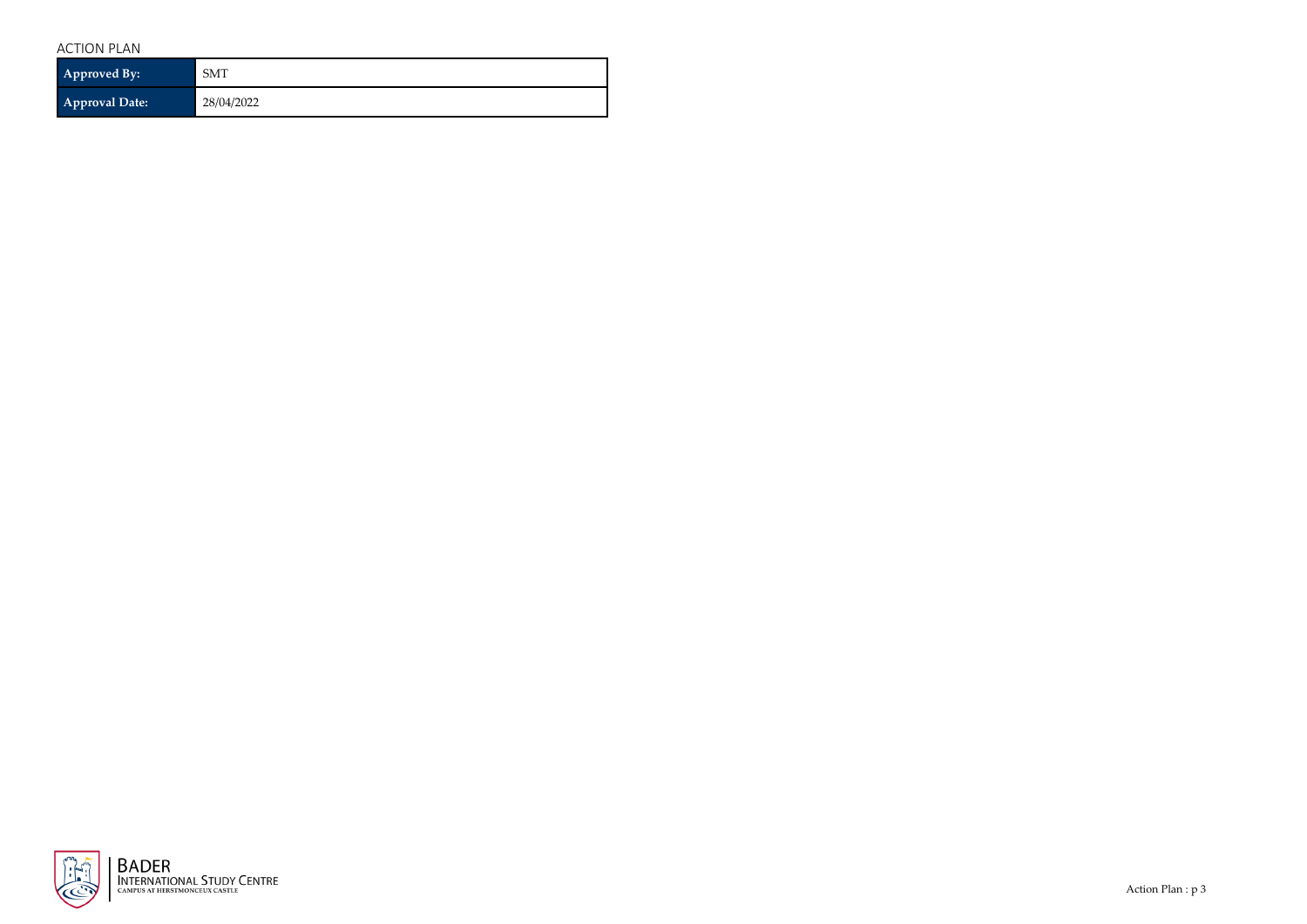ACTION PLAN

| | |
|---|---|
| **Approved By:** | SMT |
| **Approval Date:** | 28/04/2022 |